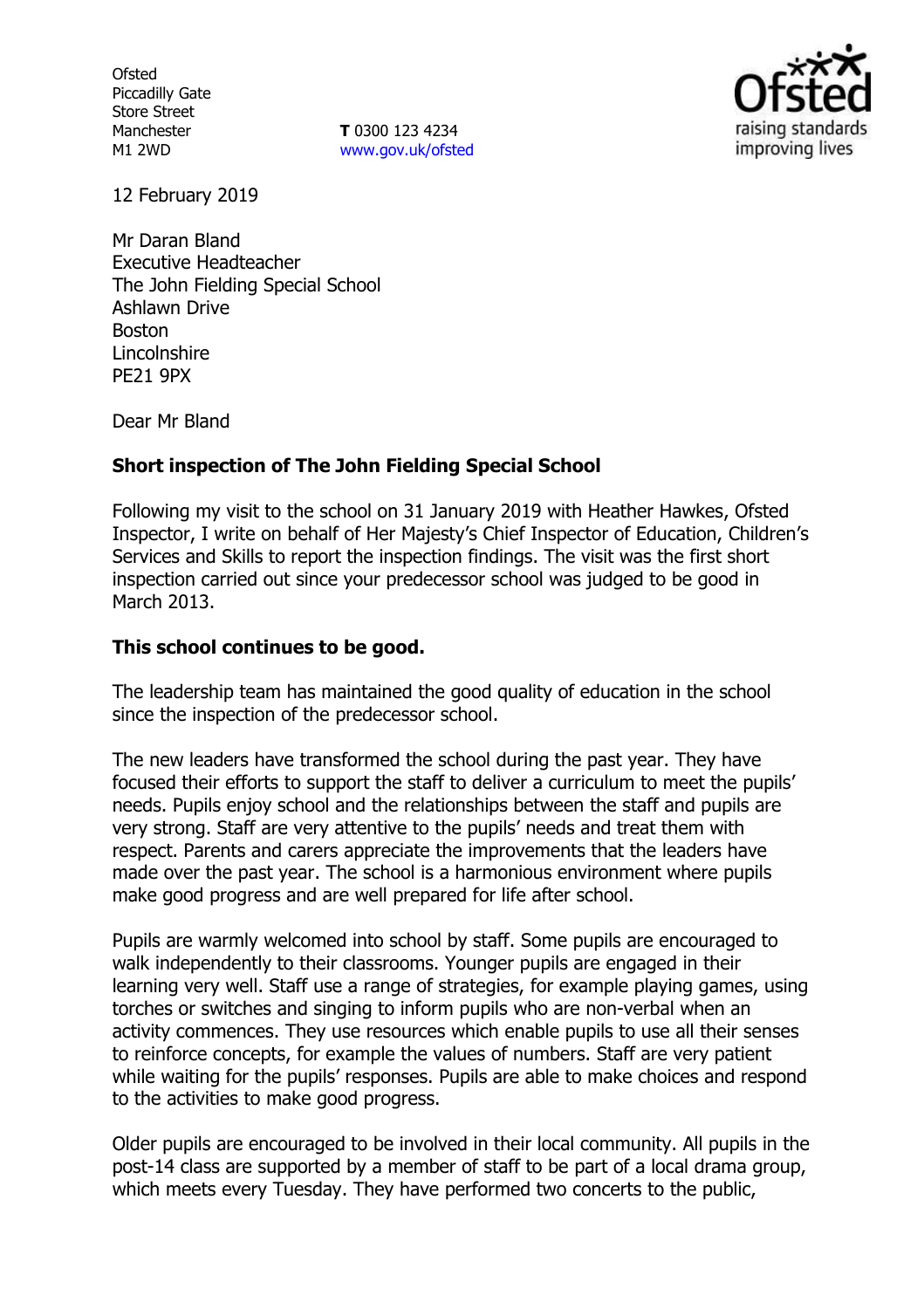Ofsted
Piccadilly Gate
Store Street
Manchester
M1 2WD

**T** 0300 123 4234
www.gov.uk/ofsted

12 February 2019

Mr Daran Bland
Executive Headteacher
The John Fielding Special School
Ashlawn Drive
Boston
Lincolnshire
PE21 9PX

Dear Mr Bland

**Short inspection of The John Fielding Special School**

Following my visit to the school on 31 January 2019 with Heather Hawkes, Ofsted Inspector, I write on behalf of Her Majesty's Chief Inspector of Education, Children's Services and Skills to report the inspection findings. The visit was the first short inspection carried out since your predecessor school was judged to be good in March 2013.

**This school continues to be good.**

The leadership team has maintained the good quality of education in the school since the inspection of the predecessor school.

The new leaders have transformed the school during the past year. They have focused their efforts to support the staff to deliver a curriculum to meet the pupils' needs. Pupils enjoy school and the relationships between the staff and pupils are very strong. Staff are very attentive to the pupils' needs and treat them with respect. Parents and carers appreciate the improvements that the leaders have made over the past year. The school is a harmonious environment where pupils make good progress and are well prepared for life after school.

Pupils are warmly welcomed into school by staff. Some pupils are encouraged to walk independently to their classrooms. Younger pupils are engaged in their learning very well. Staff use a range of strategies, for example playing games, using torches or switches and singing to inform pupils who are non-verbal when an activity commences. They use resources which enable pupils to use all their senses to reinforce concepts, for example the values of numbers. Staff are very patient while waiting for the pupils' responses. Pupils are able to make choices and respond to the activities to make good progress.

Older pupils are encouraged to be involved in their local community. All pupils in the post-14 class are supported by a member of staff to be part of a local drama group, which meets every Tuesday. They have performed two concerts to the public,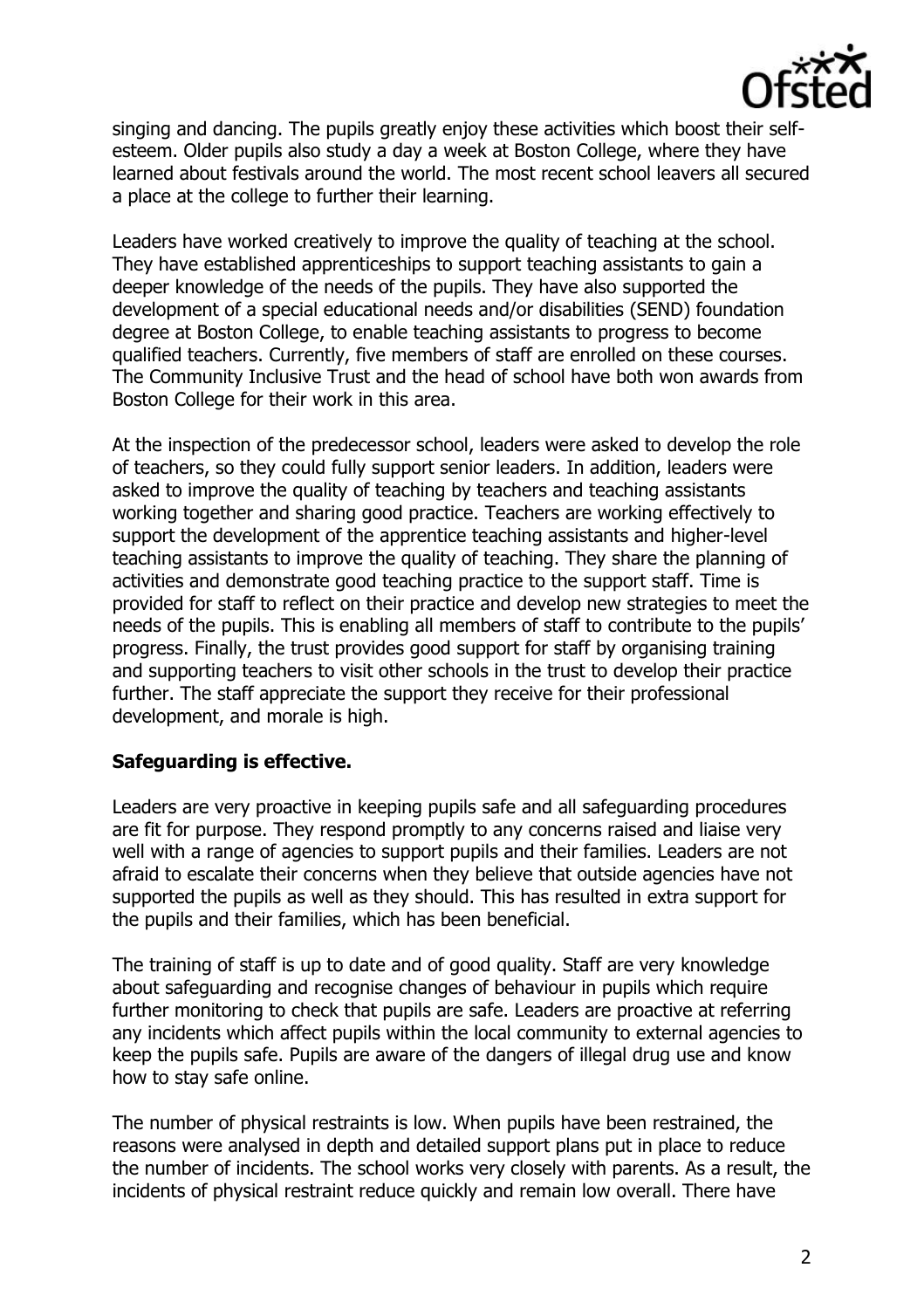singing and dancing. The pupils greatly enjoy these activities which boost their self-esteem. Older pupils also study a day a week at Boston College, where they have learned about festivals around the world. The most recent school leavers all secured a place at the college to further their learning.

Leaders have worked creatively to improve the quality of teaching at the school. They have established apprenticeships to support teaching assistants to gain a deeper knowledge of the needs of the pupils. They have also supported the development of a special educational needs and/or disabilities (SEND) foundation degree at Boston College, to enable teaching assistants to progress to become qualified teachers. Currently, five members of staff are enrolled on these courses. The Community Inclusive Trust and the head of school have both won awards from Boston College for their work in this area.

At the inspection of the predecessor school, leaders were asked to develop the role of teachers, so they could fully support senior leaders. In addition, leaders were asked to improve the quality of teaching by teachers and teaching assistants working together and sharing good practice. Teachers are working effectively to support the development of the apprentice teaching assistants and higher-level teaching assistants to improve the quality of teaching. They share the planning of activities and demonstrate good teaching practice to the support staff. Time is provided for staff to reflect on their practice and develop new strategies to meet the needs of the pupils. This is enabling all members of staff to contribute to the pupils' progress. Finally, the trust provides good support for staff by organising training and supporting teachers to visit other schools in the trust to develop their practice further. The staff appreciate the support they receive for their professional development, and morale is high.

**Safeguarding is effective.**

Leaders are very proactive in keeping pupils safe and all safeguarding procedures are fit for purpose. They respond promptly to any concerns raised and liaise very well with a range of agencies to support pupils and their families. Leaders are not afraid to escalate their concerns when they believe that outside agencies have not supported the pupils as well as they should. This has resulted in extra support for the pupils and their families, which has been beneficial.

The training of staff is up to date and of good quality. Staff are very knowledge about safeguarding and recognise changes of behaviour in pupils which require further monitoring to check that pupils are safe. Leaders are proactive at referring any incidents which affect pupils within the local community to external agencies to keep the pupils safe. Pupils are aware of the dangers of illegal drug use and know how to stay safe online.

The number of physical restraints is low. When pupils have been restrained, the reasons were analysed in depth and detailed support plans put in place to reduce the number of incidents. The school works very closely with parents. As a result, the incidents of physical restraint reduce quickly and remain low overall. There have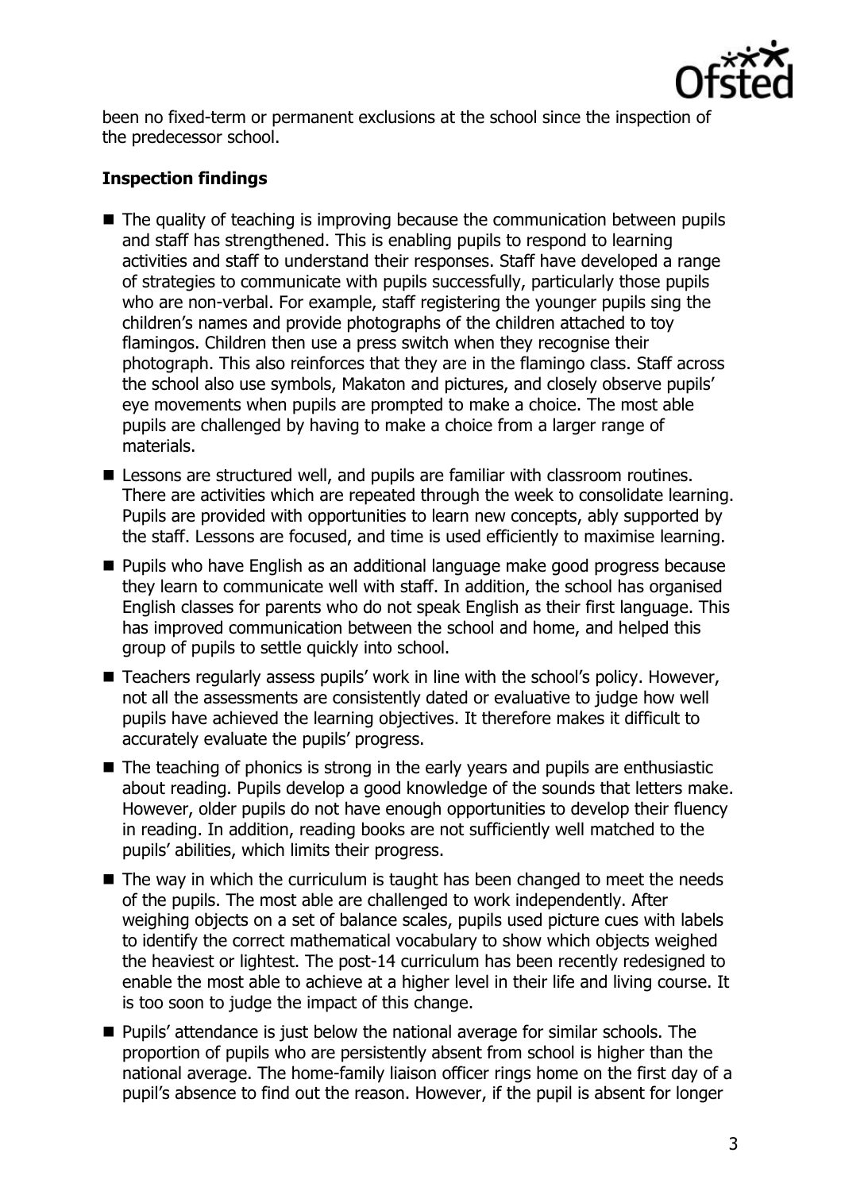been no fixed-term or permanent exclusions at the school since the inspection of the predecessor school.

**Inspection findings**

- The quality of teaching is improving because the communication between pupils and staff has strengthened. This is enabling pupils to respond to learning activities and staff to understand their responses. Staff have developed a range of strategies to communicate with pupils successfully, particularly those pupils who are non-verbal. For example, staff registering the younger pupils sing the children's names and provide photographs of the children attached to toy flamingos. Children then use a press switch when they recognise their photograph. This also reinforces that they are in the flamingo class. Staff across the school also use symbols, Makaton and pictures, and closely observe pupils' eye movements when pupils are prompted to make a choice. The most able pupils are challenged by having to make a choice from a larger range of materials.
- Lessons are structured well, and pupils are familiar with classroom routines. There are activities which are repeated through the week to consolidate learning. Pupils are provided with opportunities to learn new concepts, ably supported by the staff. Lessons are focused, and time is used efficiently to maximise learning.
- Pupils who have English as an additional language make good progress because they learn to communicate well with staff. In addition, the school has organised English classes for parents who do not speak English as their first language. This has improved communication between the school and home, and helped this group of pupils to settle quickly into school.
- Teachers regularly assess pupils' work in line with the school's policy. However, not all the assessments are consistently dated or evaluative to judge how well pupils have achieved the learning objectives. It therefore makes it difficult to accurately evaluate the pupils' progress.
- The teaching of phonics is strong in the early years and pupils are enthusiastic about reading. Pupils develop a good knowledge of the sounds that letters make. However, older pupils do not have enough opportunities to develop their fluency in reading. In addition, reading books are not sufficiently well matched to the pupils' abilities, which limits their progress.
- The way in which the curriculum is taught has been changed to meet the needs of the pupils. The most able are challenged to work independently. After weighing objects on a set of balance scales, pupils used picture cues with labels to identify the correct mathematical vocabulary to show which objects weighed the heaviest or lightest. The post-14 curriculum has been recently redesigned to enable the most able to achieve at a higher level in their life and living course. It is too soon to judge the impact of this change.
- Pupils' attendance is just below the national average for similar schools. The proportion of pupils who are persistently absent from school is higher than the national average. The home-family liaison officer rings home on the first day of a pupil's absence to find out the reason. However, if the pupil is absent for longer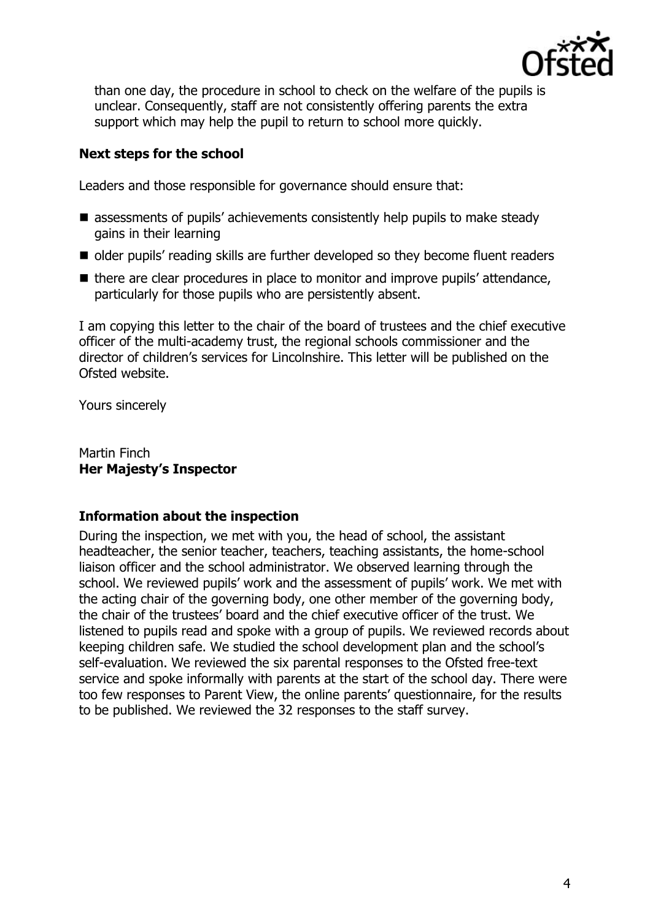than one day, the procedure in school to check on the welfare of the pupils is unclear. Consequently, staff are not consistently offering parents the extra support which may help the pupil to return to school more quickly.

## Next steps for the school

Leaders and those responsible for governance should ensure that:

- assessments of pupils' achievements consistently help pupils to make steady gains in their learning
- older pupils' reading skills are further developed so they become fluent readers
- there are clear procedures in place to monitor and improve pupils' attendance, particularly for those pupils who are persistently absent.

I am copying this letter to the chair of the board of trustees and the chief executive officer of the multi-academy trust, the regional schools commissioner and the director of children's services for Lincolnshire. This letter will be published on the Ofsted website.

Yours sincerely

Martin Finch
**Her Majesty's Inspector**

## Information about the inspection

During the inspection, we met with you, the head of school, the assistant headteacher, the senior teacher, teachers, teaching assistants, the home-school liaison officer and the school administrator. We observed learning through the school. We reviewed pupils' work and the assessment of pupils' work. We met with the acting chair of the governing body, one other member of the governing body, the chair of the trustees' board and the chief executive officer of the trust. We listened to pupils read and spoke with a group of pupils. We reviewed records about keeping children safe. We studied the school development plan and the school's self-evaluation. We reviewed the six parental responses to the Ofsted free-text service and spoke informally with parents at the start of the school day. There were too few responses to Parent View, the online parents' questionnaire, for the results to be published. We reviewed the 32 responses to the staff survey.